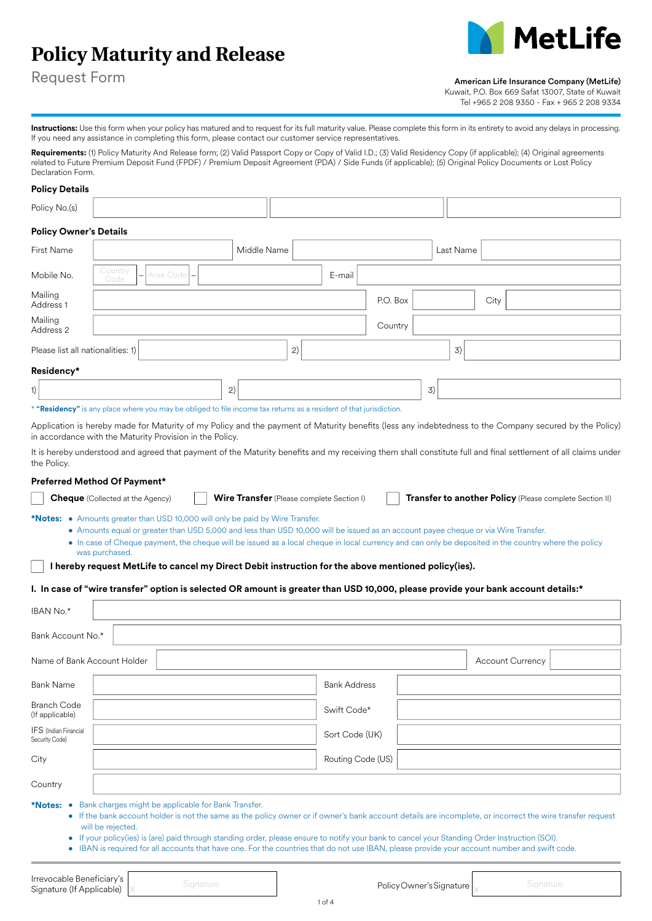# Policy Maturity and Release

Request Form

MetLife

**American Life Insurance Company (MetLife)**
Kuwait, P.O. Box 669 Safat 13007, State of Kuwait
Tel +965 2 208 9350 - Fax + 965 2 208 9334

**Instructions:** Use this form when your policy has matured and to request for its full maturity value. Please complete this form in its entirety to avoid any delays in processing. If you need any assistance in completing this form, please contact our customer service representatives.

**Requirements:** (1) Policy Maturity And Release form; (2) Valid Passport Copy or Copy of Valid I.D.; (3) Valid Residency Copy (if applicable); (4) Original agreements related to Future Premium Deposit Fund (FPDF) / Premium Deposit Agreement (PDA) / Side Funds (if applicable); (5) Original Policy Documents or Lost Policy Declaration Form.

### Policy Details

| Policy No.(s) | | | |
|---|---|---|---|

### Policy Owner's Details

| First Name | | Middle Name | | Last Name | |
|---|---|---|---|---|---|
| Mobile No. | Country Code – Area Code – | | E-mail | | |
| Mailing Address 1 | | P.O. Box | | City | |
| Mailing Address 2 | | Country | | | |

Please list all nationalities: 1) ________ 2) ________ 3) ________

### Residency*

1) ________ 2) ________ 3) ________

* **"Residency"** is any place where you may be obliged to file income tax returns as a resident of that jurisdiction.

Application is hereby made for Maturity of my Policy and the payment of Maturity benefits (less any indebtedness to the Company secured by the Policy) in accordance with the Maturity Provision in the Policy.

It is hereby understood and agreed that payment of the Maturity benefits and my receiving them shall constitute full and final settlement of all claims under the Policy.

### Preferred Method Of Payment*

☐ **Cheque** (Collected at the Agency) ☐ **Wire Transfer** (Please complete Section I) ☐ **Transfer to another Policy** (Please complete Section II)

***Notes:**
- Amounts greater than USD 10,000 will only be paid by Wire Transfer.
- Amounts equal or greater than USD 5,000 and less than USD 10,000 will be issued as an account payee cheque or via Wire Transfer.
- In case of Cheque payment, the cheque will be issued as a local cheque in local currency and can only be deposited in the country where the policy was purchased.

☐ **I hereby request MetLife to cancel my Direct Debit instruction for the above mentioned policy(ies).**

### I. In case of "wire transfer" option is selected OR amount is greater than USD 10,000, please provide your bank account details:*

| IBAN No.* | | | |
|---|---|---|---|
| Bank Account No.* | | | |
| Name of Bank Account Holder | | Account Currency | |
| Bank Name | | Bank Address | |
| Branch Code (If applicable) | | Swift Code* | |
| IFS (Indian Financial Security Code) | | Sort Code (UK) | |
| City | | Routing Code (US) | |
| Country | | | |

***Notes:**
- Bank charges might be applicable for Bank Transfer.
- If the bank account holder is not the same as the policy owner or if owner's bank account details are incomplete, or incorrect the wire transfer request will be rejected.
- If your policy(ies) is (are) paid through standing order, please ensure to notify your bank to cancel your Standing Order Instruction (SOI).
- IBAN is required for all accounts that have one. For the countries that do not use IBAN, please provide your account number and swift code.

Irrevocable Beneficiary's Signature (If Applicable) X ________ Signature

Policy Owner's Signature X ________ Signature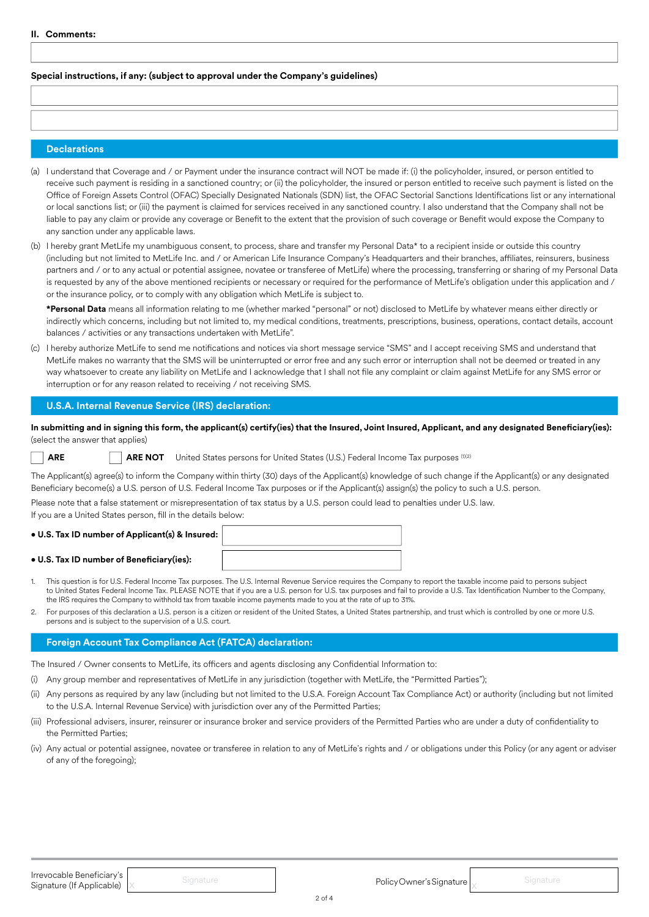## II. Comments:

**Special instructions, if any: (subject to approval under the Company's guidelines)**

## Declarations

(a) I understand that Coverage and / or Payment under the insurance contract will NOT be made if: (i) the policyholder, insured, or person entitled to receive such payment is residing in a sanctioned country; or (ii) the policyholder, the insured or person entitled to receive such payment is listed on the Office of Foreign Assets Control (OFAC) Specially Designated Nationals (SDN) list, the OFAC Sectorial Sanctions Identifications list or any international or local sanctions list; or (iii) the payment is claimed for services received in any sanctioned country. I also understand that the Company shall not be liable to pay any claim or provide any coverage or Benefit to the extent that the provision of such coverage or Benefit would expose the Company to any sanction under any applicable laws.

(b) I hereby grant MetLife my unambiguous consent, to process, share and transfer my Personal Data* to a recipient inside or outside this country (including but not limited to MetLife Inc. and / or American Life Insurance Company's Headquarters and their branches, affiliates, reinsurers, business partners and / or to any actual or potential assignee, novatee or transferee of MetLife) where the processing, transferring or sharing of my Personal Data is requested by any of the above mentioned recipients or necessary or required for the performance of MetLife's obligation under this application and / or the insurance policy, or to comply with any obligation which MetLife is subject to.

**\*Personal Data** means all information relating to me (whether marked "personal" or not) disclosed to MetLife by whatever means either directly or indirectly which concerns, including but not limited to, my medical conditions, treatments, prescriptions, business, operations, contact details, account balances / activities or any transactions undertaken with MetLife".

(c) I hereby authorize MetLife to send me notifications and notices via short message service "SMS" and I accept receiving SMS and understand that MetLife makes no warranty that the SMS will be uninterrupted or error free and any such error or interruption shall not be deemed or treated in any way whatsoever to create any liability on MetLife and I acknowledge that I shall not file any complaint or claim against MetLife for any SMS error or interruption or for any reason related to receiving / not receiving SMS.

## U.S.A. Internal Revenue Service (IRS) declaration:

**In submitting and in signing this form, the applicant(s) certify(ies) that the Insured, Joint Insured, Applicant, and any designated Beneficiary(ies):** (select the answer that applies)

☐ **ARE** ☐ **ARE NOT** United States persons for United States (U.S.) Federal Income Tax purposes [(1)(2)]

The Applicant(s) agree(s) to inform the Company within thirty (30) days of the Applicant(s) knowledge of such change if the Applicant(s) or any designated Beneficiary become(s) a U.S. person of U.S. Federal Income Tax purposes or if the Applicant(s) assign(s) the policy to such a U.S. person.

Please note that a false statement or misrepresentation of tax status by a U.S. person could lead to penalties under U.S. law.
If you are a United States person, fill in the details below:

- **U.S. Tax ID number of Applicant(s) & Insured:** ____________
- **U.S. Tax ID number of Beneficiary(ies):** ____________

1. This question is for U.S. Federal Income Tax purposes. The U.S. Internal Revenue Service requires the Company to report the taxable income paid to persons subject to United States Federal Income Tax. PLEASE NOTE that if you are a U.S. person for U.S. tax purposes and fail to provide a U.S. Tax Identification Number to the Company, the IRS requires the Company to withhold tax from taxable income payments made to you at the rate of up to 31%.
2. For purposes of this declaration a U.S. person is a citizen or resident of the United States, a United States partnership, and trust which is controlled by one or more U.S. persons and is subject to the supervision of a U.S. court.

## Foreign Account Tax Compliance Act (FATCA) declaration:

The Insured / Owner consents to MetLife, its officers and agents disclosing any Confidential Information to:

(i) Any group member and representatives of MetLife in any jurisdiction (together with MetLife, the "Permitted Parties");

(ii) Any persons as required by any law (including but not limited to the U.S.A. Foreign Account Tax Compliance Act) or authority (including but not limited to the U.S.A. Internal Revenue Service) with jurisdiction over any of the Permitted Parties;

(iii) Professional advisers, insurer, reinsurer or insurance broker and service providers of the Permitted Parties who are under a duty of confidentiality to the Permitted Parties;

(iv) Any actual or potential assignee, novatee or transferee in relation to any of MetLife's rights and / or obligations under this Policy (or any agent or adviser of any of the foregoing);

Irrevocable Beneficiary's Signature (If Applicable) X ____________ Signature

Policy Owner's Signature X ____________ Signature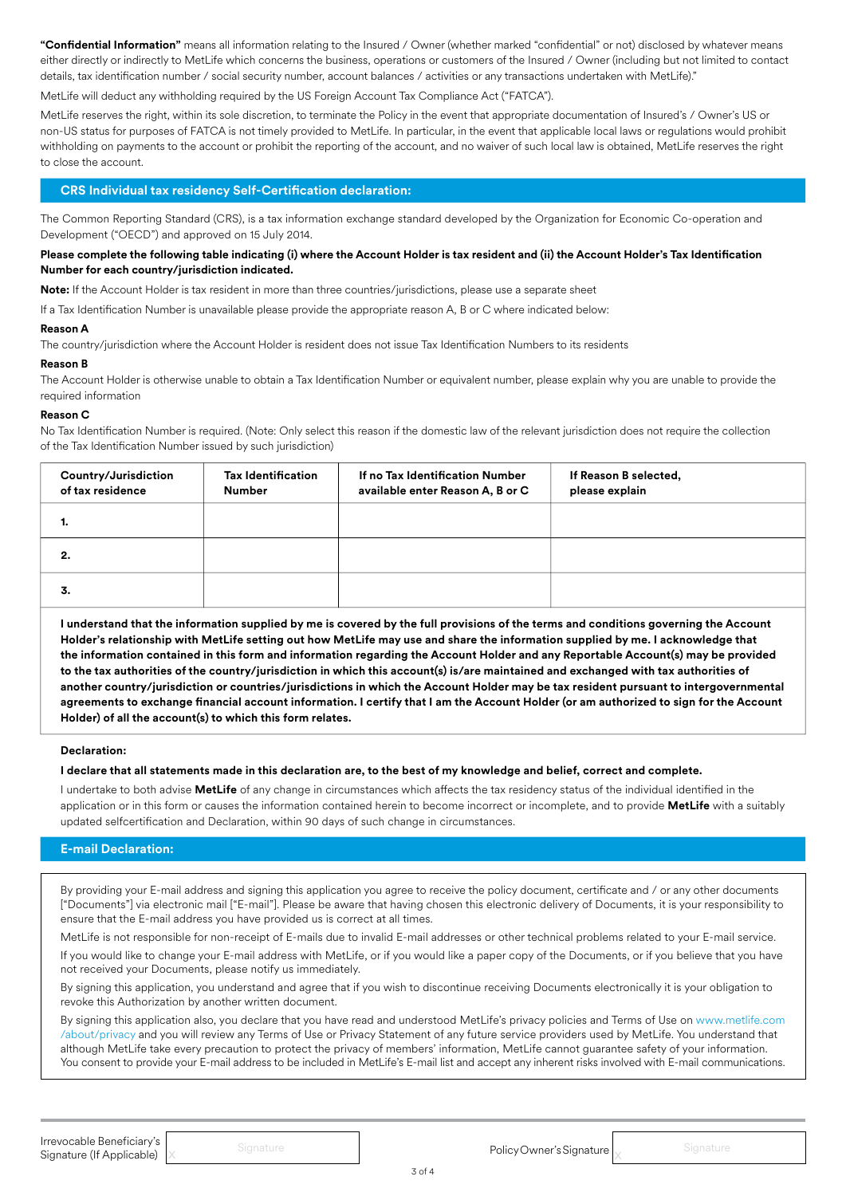**"Confidential Information"** means all information relating to the Insured / Owner (whether marked "confidential" or not) disclosed by whatever means either directly or indirectly to MetLife which concerns the business, operations or customers of the Insured / Owner (including but not limited to contact details, tax identification number / social security number, account balances / activities or any transactions undertaken with MetLife)."

MetLife will deduct any withholding required by the US Foreign Account Tax Compliance Act ("FATCA").

MetLife reserves the right, within its sole discretion, to terminate the Policy in the event that appropriate documentation of Insured's / Owner's US or non-US status for purposes of FATCA is not timely provided to MetLife. In particular, in the event that applicable local laws or regulations would prohibit withholding on payments to the account or prohibit the reporting of the account, and no waiver of such local law is obtained, MetLife reserves the right to close the account.

## CRS Individual tax residency Self-Certification declaration:

The Common Reporting Standard (CRS), is a tax information exchange standard developed by the Organization for Economic Co-operation and Development ("OECD") and approved on 15 July 2014.

**Please complete the following table indicating (i) where the Account Holder is tax resident and (ii) the Account Holder's Tax Identification Number for each country/jurisdiction indicated.**

**Note:** If the Account Holder is tax resident in more than three countries/jurisdictions, please use a separate sheet

If a Tax Identification Number is unavailable please provide the appropriate reason A, B or C where indicated below:

**Reason A**

The country/jurisdiction where the Account Holder is resident does not issue Tax Identification Numbers to its residents

**Reason B**

The Account Holder is otherwise unable to obtain a Tax Identification Number or equivalent number, please explain why you are unable to provide the required information

**Reason C**

No Tax Identification Number is required. (Note: Only select this reason if the domestic law of the relevant jurisdiction does not require the collection of the Tax Identification Number issued by such jurisdiction)

| Country/Jurisdiction of tax residence | Tax Identification Number | If no Tax Identification Number available enter Reason A, B or C | If Reason B selected, please explain |
|---|---|---|---|
| 1. | | | |
| 2. | | | |
| 3. | | | |

**I understand that the information supplied by me is covered by the full provisions of the terms and conditions governing the Account Holder's relationship with MetLife setting out how MetLife may use and share the information supplied by me. I acknowledge that the information contained in this form and information regarding the Account Holder and any Reportable Account(s) may be provided to the tax authorities of the country/jurisdiction in which this account(s) is/are maintained and exchanged with tax authorities of another country/jurisdiction or countries/jurisdictions in which the Account Holder may be tax resident pursuant to intergovernmental agreements to exchange financial account information. I certify that I am the Account Holder (or am authorized to sign for the Account Holder) of all the account(s) to which this form relates.**

**Declaration:**

**I declare that all statements made in this declaration are, to the best of my knowledge and belief, correct and complete.**

I undertake to both advise **MetLife** of any change in circumstances which affects the tax residency status of the individual identified in the application or in this form or causes the information contained herein to become incorrect or incomplete, and to provide **MetLife** with a suitably updated selfcertification and Declaration, within 90 days of such change in circumstances.

## E-mail Declaration:

By providing your E-mail address and signing this application you agree to receive the policy document, certificate and / or any other documents ["Documents"] via electronic mail ["E-mail"]. Please be aware that having chosen this electronic delivery of Documents, it is your responsibility to ensure that the E-mail address you have provided us is correct at all times.

MetLife is not responsible for non-receipt of E-mails due to invalid E-mail addresses or other technical problems related to your E-mail service.

If you would like to change your E-mail address with MetLife, or if you would like a paper copy of the Documents, or if you believe that you have not received your Documents, please notify us immediately.

By signing this application, you understand and agree that if you wish to discontinue receiving Documents electronically it is your obligation to revoke this Authorization by another written document.

By signing this application also, you declare that you have read and understood MetLife's privacy policies and Terms of Use on www.metlife.com/about/privacy and you will review any Terms of Use or Privacy Statement of any future service providers used by MetLife. You understand that although MetLife take every precaution to protect the privacy of members' information, MetLife cannot guarantee safety of your information. You consent to provide your E-mail address to be included in MetLife's E-mail list and accept any inherent risks involved with E-mail communications.

Irrevocable Beneficiary's Signature (If Applicable) X Signature

Policy Owner's Signature X Signature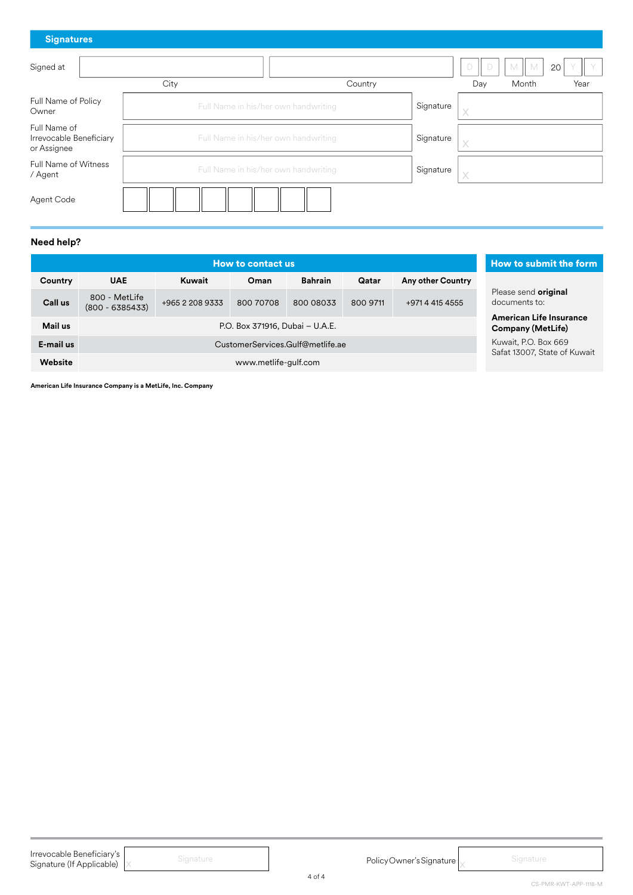## Signatures

| | | | |
|---|---|---|---|
| Signed at | City | Country | D D / M M / 20 Y Y (Day, Month, Year) |
| Full Name of Policy Owner | Full Name in his/her own handwriting | Signature | X |
| Full Name of Irrevocable Beneficiary or Assignee | Full Name in his/her own handwriting | Signature | X |
| Full Name of Witness / Agent | Full Name in his/her own handwriting | Signature | X |
| Agent Code | | | |

### Need help?

| How to contact us | | | | | | |
|---|---|---|---|---|---|---|
| **Country** | **UAE** | **Kuwait** | **Oman** | **Bahrain** | **Qatar** | **Any other Country** |
| **Call us** | 800 - MetLife (800 - 6385433) | +965 2 208 9333 | 800 70708 | 800 08033 | 800 9711 | +971 4 415 4555 |
| **Mail us** | P.O. Box 371916, Dubai – U.A.E. | | | | | |
| **E-mail us** | CustomerServices.Gulf@metlife.ae | | | | | |
| **Website** | www.metlife-gulf.com | | | | | |

**How to submit the form**

Please send **original** documents to:

**American Life Insurance Company (MetLife)**

Kuwait, P.O. Box 669
Safat 13007, State of Kuwait

**American Life Insurance Company is a MetLife, Inc. Company**

Irrevocable Beneficiary's Signature (If Applicable) X Signature

Policy Owner's Signature X Signature

CS-PMR-KWT-APP-1118-M